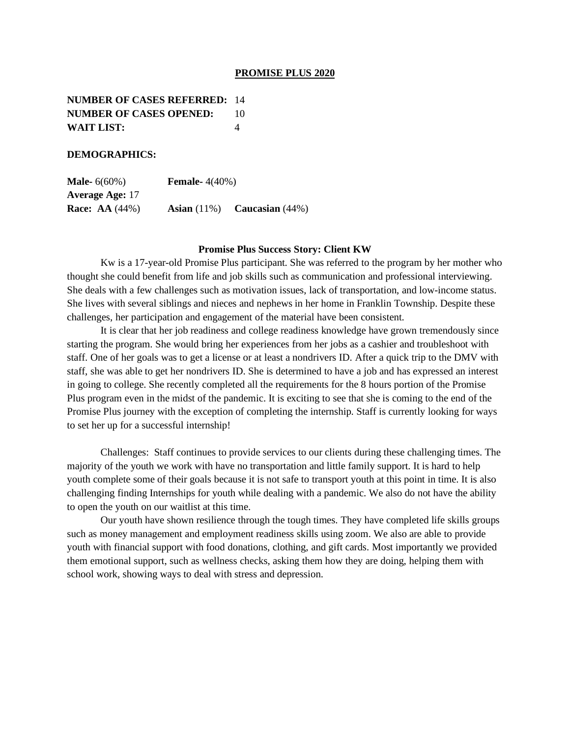# PROMISE PLUS 2020

**NUMBER OF CASES REFERRED:** 14
**NUMBER OF CASES OPENED:** 10
**WAIT LIST:** 4

**DEMOGRAPHICS:**

**Male-** 6(60%) **Female-** 4(40%)
**Average Age:** 17
**Race: AA** (44%) **Asian** (11%) **Caucasian** (44%)

### Promise Plus Success Story: Client KW

Kw is a 17-year-old Promise Plus participant. She was referred to the program by her mother who thought she could benefit from life and job skills such as communication and professional interviewing. She deals with a few challenges such as motivation issues, lack of transportation, and low-income status. She lives with several siblings and nieces and nephews in her home in Franklin Township. Despite these challenges, her participation and engagement of the material have been consistent.

It is clear that her job readiness and college readiness knowledge have grown tremendously since starting the program. She would bring her experiences from her jobs as a cashier and troubleshoot with staff. One of her goals was to get a license or at least a nondrivers ID. After a quick trip to the DMV with staff, she was able to get her nondrivers ID. She is determined to have a job and has expressed an interest in going to college. She recently completed all the requirements for the 8 hours portion of the Promise Plus program even in the midst of the pandemic. It is exciting to see that she is coming to the end of the Promise Plus journey with the exception of completing the internship. Staff is currently looking for ways to set her up for a successful internship!

Challenges: Staff continues to provide services to our clients during these challenging times. The majority of the youth we work with have no transportation and little family support. It is hard to help youth complete some of their goals because it is not safe to transport youth at this point in time. It is also challenging finding Internships for youth while dealing with a pandemic. We also do not have the ability to open the youth on our waitlist at this time.

Our youth have shown resilience through the tough times. They have completed life skills groups such as money management and employment readiness skills using zoom. We also are able to provide youth with financial support with food donations, clothing, and gift cards. Most importantly we provided them emotional support, such as wellness checks, asking them how they are doing, helping them with school work, showing ways to deal with stress and depression.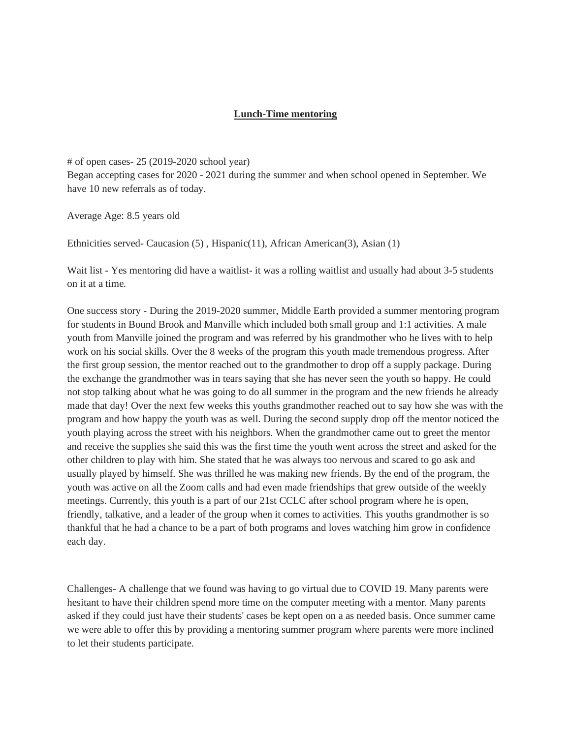## **Lunch-Time mentoring**

# of open cases- 25 (2019-2020 school year)
Began accepting cases for 2020 - 2021 during the summer and when school opened in September. We have 10 new referrals as of today.

Average Age: 8.5 years old

Ethnicities served- Caucasion (5) , Hispanic(11), African American(3), Asian (1)

Wait list - Yes mentoring did have a waitlist- it was a rolling waitlist and usually had about 3-5 students on it at a time.

One success story - During the 2019-2020 summer, Middle Earth provided a summer mentoring program for students in Bound Brook and Manville which included both small group and 1:1 activities. A male youth from Manville joined the program and was referred by his grandmother who he lives with to help work on his social skills. Over the 8 weeks of the program this youth made tremendous progress. After the first group session, the mentor reached out to the grandmother to drop off a supply package. During the exchange the grandmother was in tears saying that she has never seen the youth so happy. He could not stop talking about what he was going to do all summer in the program and the new friends he already made that day! Over the next few weeks this youths grandmother reached out to say how she was with the program and how happy the youth was as well. During the second supply drop off the mentor noticed the youth playing across the street with his neighbors. When the grandmother came out to greet the mentor and receive the supplies she said this was the first time the youth went across the street and asked for the other children to play with him. She stated that he was always too nervous and scared to go ask and usually played by himself. She was thrilled he was making new friends. By the end of the program, the youth was active on all the Zoom calls and had even made friendships that grew outside of the weekly meetings. Currently, this youth is a part of our 21st CCLC after school program where he is open, friendly, talkative, and a leader of the group when it comes to activities. This youths grandmother is so thankful that he had a chance to be a part of both programs and loves watching him grow in confidence each day.

Challenges- A challenge that we found was having to go virtual due to COVID 19. Many parents were hesitant to have their children spend more time on the computer meeting with a mentor. Many parents asked if they could just have their students' cases be kept open on a as needed basis. Once summer came we were able to offer this by providing a mentoring summer program where parents were more inclined to let their students participate.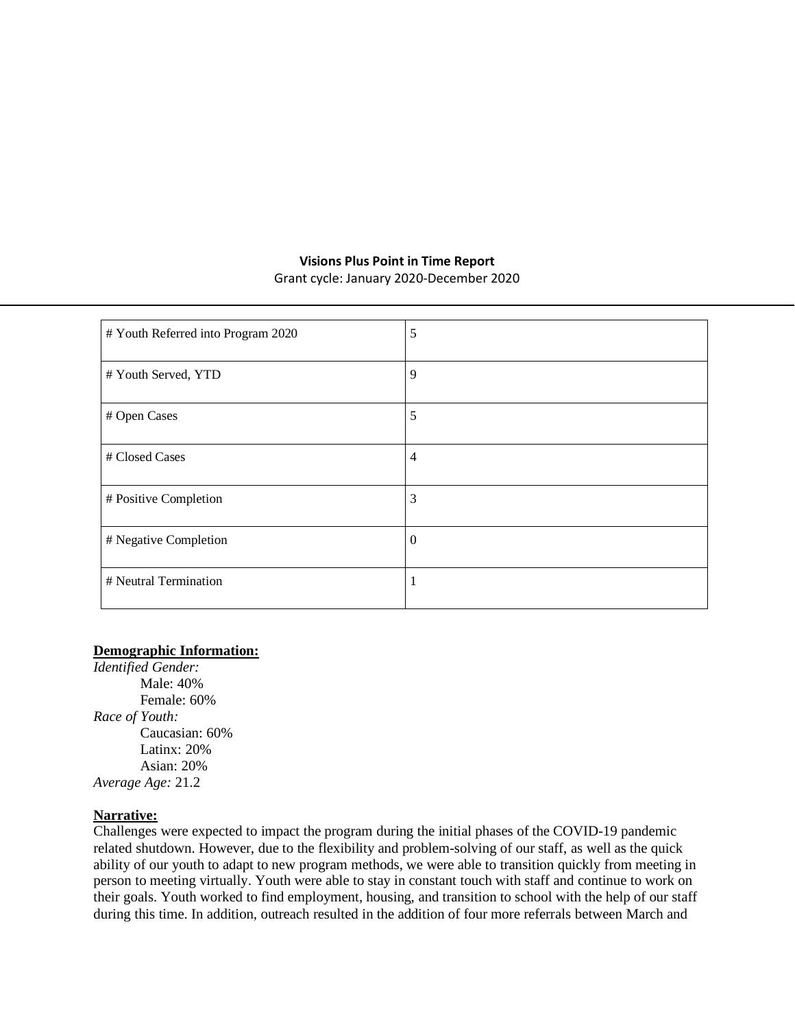**Visions Plus Point in Time Report**

Grant cycle: January 2020-December 2020

| # Youth Referred into Program 2020 | 5 |
|---|---|
| # Youth Served, YTD | 9 |
| # Open Cases | 5 |
| # Closed Cases | 4 |
| # Positive Completion | 3 |
| # Negative Completion | 0 |
| # Neutral Termination | 1 |

**Demographic Information:**

*Identified Gender:*

- Male: 40%
- Female: 60%

*Race of Youth:*

- Caucasian: 60%
- Latinx: 20%
- Asian: 20%

*Average Age:* 21.2

**Narrative:**

Challenges were expected to impact the program during the initial phases of the COVID-19 pandemic related shutdown. However, due to the flexibility and problem-solving of our staff, as well as the quick ability of our youth to adapt to new program methods, we were able to transition quickly from meeting in person to meeting virtually. Youth were able to stay in constant touch with staff and continue to work on their goals. Youth worked to find employment, housing, and transition to school with the help of our staff during this time. In addition, outreach resulted in the addition of four more referrals between March and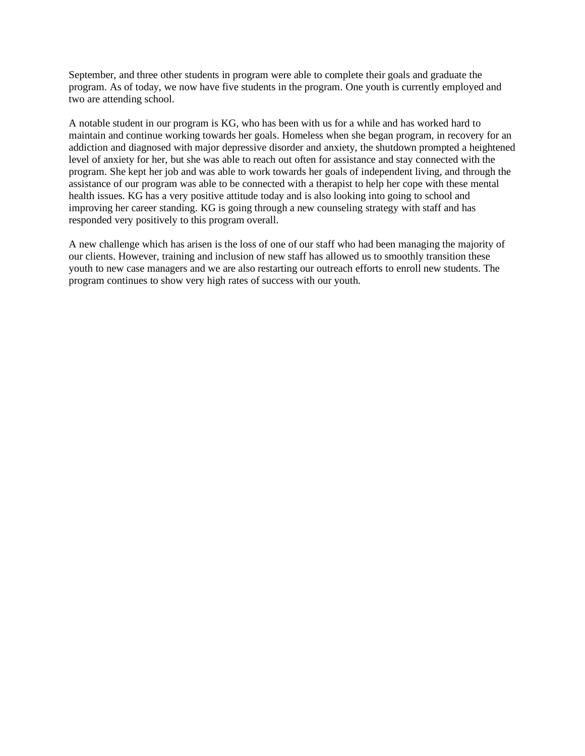September, and three other students in program were able to complete their goals and graduate the program. As of today, we now have five students in the program. One youth is currently employed and two are attending school.

A notable student in our program is KG, who has been with us for a while and has worked hard to maintain and continue working towards her goals. Homeless when she began program, in recovery for an addiction and diagnosed with major depressive disorder and anxiety, the shutdown prompted a heightened level of anxiety for her, but she was able to reach out often for assistance and stay connected with the program. She kept her job and was able to work towards her goals of independent living, and through the assistance of our program was able to be connected with a therapist to help her cope with these mental health issues. KG has a very positive attitude today and is also looking into going to school and improving her career standing. KG is going through a new counseling strategy with staff and has responded very positively to this program overall.

A new challenge which has arisen is the loss of one of our staff who had been managing the majority of our clients. However, training and inclusion of new staff has allowed us to smoothly transition these youth to new case managers and we are also restarting our outreach efforts to enroll new students. The program continues to show very high rates of success with our youth.